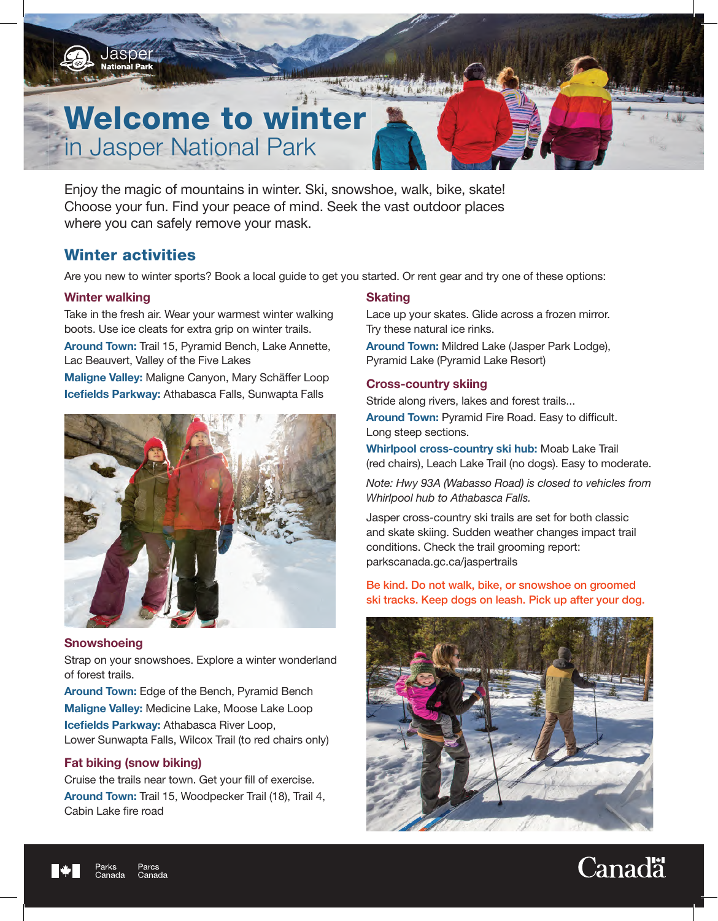# Welcome to winter in Jasper National Park

Enjoy the magic of mountains in winter. Ski, snowshoe, walk, bike, skate! Choose your fun. Find your peace of mind. Seek the vast outdoor places where you can safely remove your mask.

## Winter activities

Are you new to winter sports? Book a local guide to get you started. Or rent gear and try one of these options:

### Winter walking

Take in the fresh air. Wear your warmest winter walking boots. Use ice cleats for extra grip on winter trails.

**Around Town:** Trail 15, Pyramid Bench, Lake Annette, Lac Beauvert, Valley of the Five Lakes

**Maligne Valley:** Maligne Canyon, Mary Schäffer Loop

**Icefields Parkway:** Athabasca Falls, Sunwapta Falls

### Snowshoeing

Strap on your snowshoes. Explore a winter wonderland of forest trails.

**Around Town:** Edge of the Bench, Pyramid Bench

**Maligne Valley:** Medicine Lake, Moose Lake Loop

**Icefields Parkway:** Athabasca River Loop, Lower Sunwapta Falls, Wilcox Trail (to red chairs only)

### Fat biking (snow biking)

Cruise the trails near town. Get your fill of exercise.

**Around Town:** Trail 15, Woodpecker Trail (18), Trail 4, Cabin Lake fire road

### Skating

Lace up your skates. Glide across a frozen mirror. Try these natural ice rinks.

**Around Town:** Mildred Lake (Jasper Park Lodge), Pyramid Lake (Pyramid Lake Resort)

### Cross-country skiing

Stride along rivers, lakes and forest trails...

**Around Town:** Pyramid Fire Road. Easy to difficult. Long steep sections.

**Whirlpool cross-country ski hub:** Moab Lake Trail (red chairs), Leach Lake Trail (no dogs). Easy to moderate.

*Note: Hwy 93A (Wabasso Road) is closed to vehicles from Whirlpool hub to Athabasca Falls.*

Jasper cross-country ski trails are set for both classic and skate skiing. Sudden weather changes impact trail conditions. Check the trail grooming report: parkscanada.gc.ca/jaspertrails

Be kind. Do not walk, bike, or snowshoe on groomed ski tracks. Keep dogs on leash. Pick up after your dog.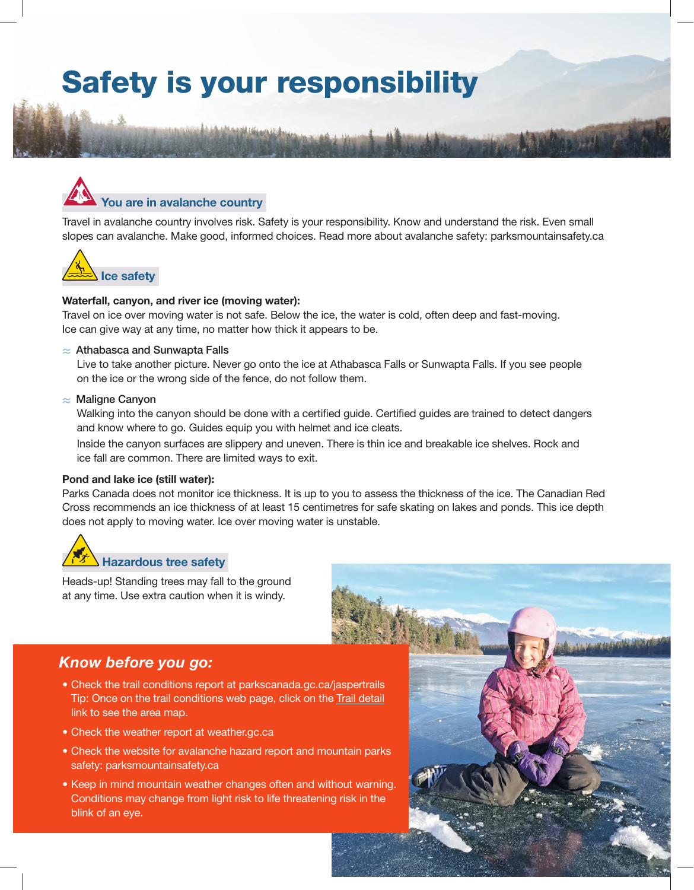# Safety is your responsibility

## You are in avalanche country

Travel in avalanche country involves risk. Safety is your responsibility. Know and understand the risk. Even small slopes can avalanche. Make good, informed choices. Read more about avalanche safety: parksmountainsafety.ca

## Ice safety

**Waterfall, canyon, and river ice (moving water):**
Travel on ice over moving water is not safe. Below the ice, the water is cold, often deep and fast-moving. Ice can give way at any time, no matter how thick it appears to be.

- ≈ Athabasca and Sunwapta Falls
  Live to take another picture. Never go onto the ice at Athabasca Falls or Sunwapta Falls. If you see people on the ice or the wrong side of the fence, do not follow them.

- ≈ Maligne Canyon
  Walking into the canyon should be done with a certified guide. Certified guides are trained to detect dangers and know where to go. Guides equip you with helmet and ice cleats.

  Inside the canyon surfaces are slippery and uneven. There is thin ice and breakable ice shelves. Rock and ice fall are common. There are limited ways to exit.

**Pond and lake ice (still water):**
Parks Canada does not monitor ice thickness. It is up to you to assess the thickness of the ice. The Canadian Red Cross recommends an ice thickness of at least 15 centimetres for safe skating on lakes and ponds. This ice depth does not apply to moving water. Ice over moving water is unstable.

## Hazardous tree safety

Heads-up! Standing trees may fall to the ground at any time. Use extra caution when it is windy.

### *Know before you go:*

- Check the trail conditions report at parkscanada.gc.ca/jaspertrails
  Tip: Once on the trail conditions web page, click on the Trail detail link to see the area map.
- Check the weather report at weather.gc.ca
- Check the website for avalanche hazard report and mountain parks safety: parksmountainsafety.ca
- Keep in mind mountain weather changes often and without warning. Conditions may change from light risk to life threatening risk in the blink of an eye.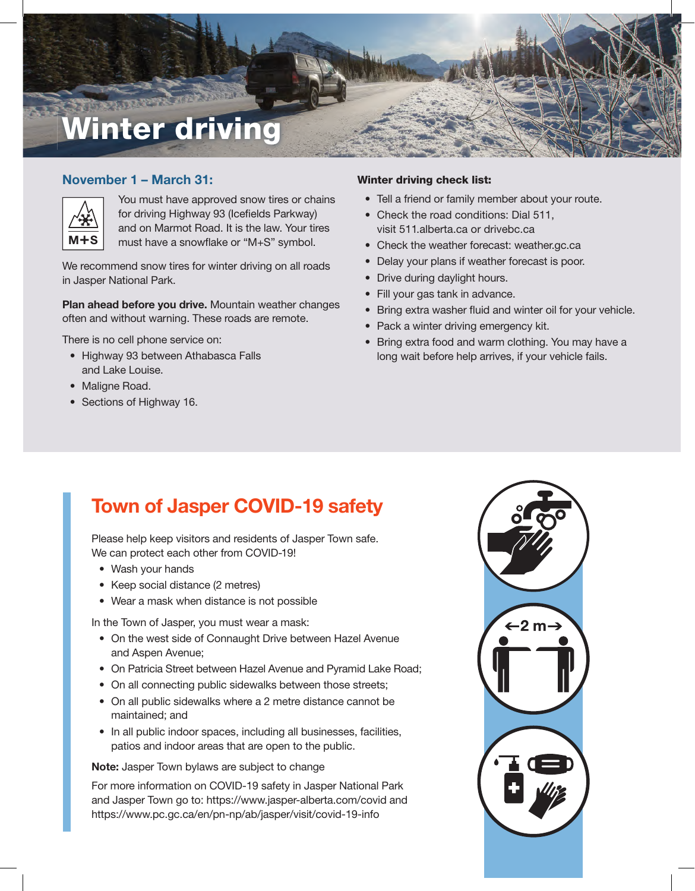# Winter driving

## November 1 – March 31:

M+S

You must have approved snow tires or chains for driving Highway 93 (Icefields Parkway) and on Marmot Road. It is the law. Your tires must have a snowflake or "M+S" symbol.

We recommend snow tires for winter driving on all roads in Jasper National Park.

**Plan ahead before you drive.** Mountain weather changes often and without warning. These roads are remote.

There is no cell phone service on:

- Highway 93 between Athabasca Falls and Lake Louise.
- Maligne Road.
- Sections of Highway 16.

**Winter driving check list:**

- Tell a friend or family member about your route.
- Check the road conditions: Dial 511, visit 511.alberta.ca or drivebc.ca
- Check the weather forecast: weather.gc.ca
- Delay your plans if weather forecast is poor.
- Drive during daylight hours.
- Fill your gas tank in advance.
- Bring extra washer fluid and winter oil for your vehicle.
- Pack a winter driving emergency kit.
- Bring extra food and warm clothing. You may have a long wait before help arrives, if your vehicle fails.

## Town of Jasper COVID-19 safety

Please help keep visitors and residents of Jasper Town safe. We can protect each other from COVID-19!

- Wash your hands
- Keep social distance (2 metres)
- Wear a mask when distance is not possible

In the Town of Jasper, you must wear a mask:

- On the west side of Connaught Drive between Hazel Avenue and Aspen Avenue;
- On Patricia Street between Hazel Avenue and Pyramid Lake Road;
- On all connecting public sidewalks between those streets;
- On all public sidewalks where a 2 metre distance cannot be maintained; and
- In all public indoor spaces, including all businesses, facilities, patios and indoor areas that are open to the public.

**Note:** Jasper Town bylaws are subject to change

For more information on COVID-19 safety in Jasper National Park and Jasper Town go to: https://www.jasper-alberta.com/covid and https://www.pc.gc.ca/en/pn-np/ab/jasper/visit/covid-19-info

←2 m→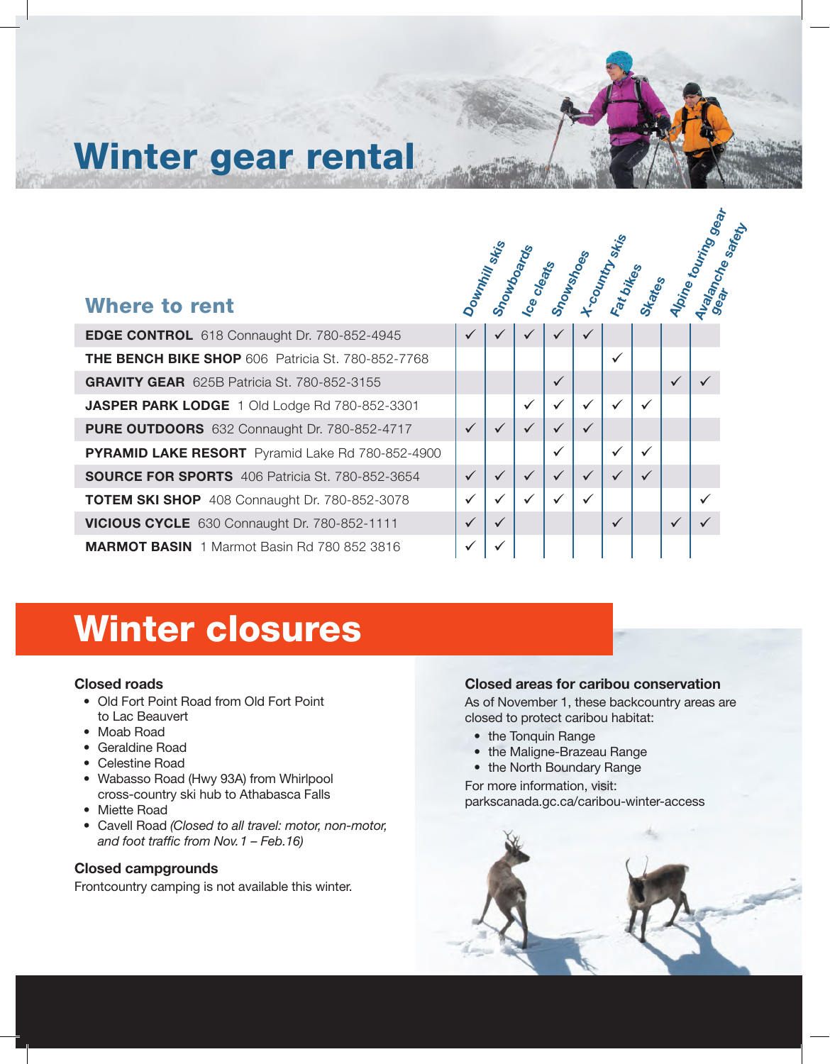# Winter gear rental

## Where to rent

| Where to rent | Downhill skis | Snowboards | Ice cleats | Snowshoes | X-country skis | Fat bikes | Skates | Alpine touring gear | Avalanche safety gear |
|---|---|---|---|---|---|---|---|---|---|
| **EDGE CONTROL** 618 Connaught Dr. 780-852-4945 | ✓ | ✓ | ✓ | ✓ | ✓ | | | | |
| **THE BENCH BIKE SHOP** 606 Patricia St. 780-852-7768 | | | | | | ✓ | | | |
| **GRAVITY GEAR** 625B Patricia St. 780-852-3155 | | | | ✓ | | | | ✓ | ✓ |
| **JASPER PARK LODGE** 1 Old Lodge Rd 780-852-3301 | | | ✓ | ✓ | ✓ | ✓ | ✓ | | |
| **PURE OUTDOORS** 632 Connaught Dr. 780-852-4717 | ✓ | ✓ | ✓ | ✓ | ✓ | | | | |
| **PYRAMID LAKE RESORT** Pyramid Lake Rd 780-852-4900 | | | | ✓ | | ✓ | ✓ | | |
| **SOURCE FOR SPORTS** 406 Patricia St. 780-852-3654 | ✓ | ✓ | ✓ | ✓ | ✓ | ✓ | ✓ | | |
| **TOTEM SKI SHOP** 408 Connaught Dr. 780-852-3078 | ✓ | ✓ | ✓ | ✓ | ✓ | | | | ✓ |
| **VICIOUS CYCLE** 630 Connaught Dr. 780-852-1111 | ✓ | ✓ | | | | ✓ | | ✓ | ✓ |
| **MARMOT BASIN** 1 Marmot Basin Rd 780 852 3816 | ✓ | ✓ | | | | | | | |

# Winter closures

### Closed roads

- Old Fort Point Road from Old Fort Point to Lac Beauvert
- Moab Road
- Geraldine Road
- Celestine Road
- Wabasso Road (Hwy 93A) from Whirlpool cross-country ski hub to Athabasca Falls
- Miette Road
- Cavell Road *(Closed to all travel: motor, non-motor, and foot traffic from Nov. 1 – Feb.16)*

### Closed campgrounds

Frontcountry camping is not available this winter.

### Closed areas for caribou conservation

As of November 1, these backcountry areas are closed to protect caribou habitat:

- the Tonquin Range
- the Maligne-Brazeau Range
- the North Boundary Range

For more information, visit: parkscanada.gc.ca/caribou-winter-access